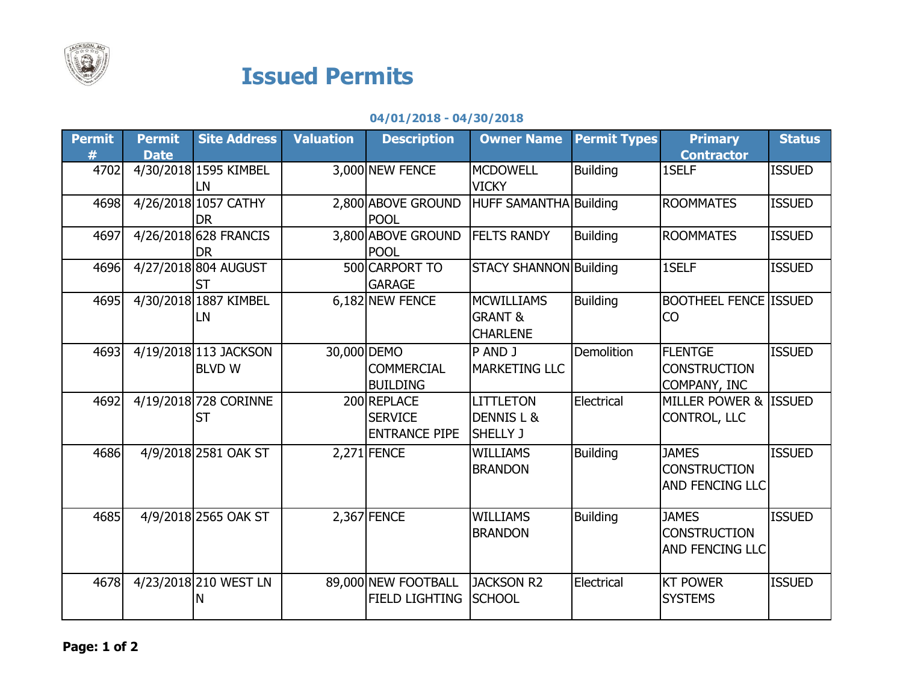# Issued Permits

**04/01/2018 - 04/30/2018**

| Permit # | Permit Date | Site Address | Valuation | Description | Owner Name | Permit Types | Primary Contractor | Status |
|---|---|---|---|---|---|---|---|---|
| 4702 | 4/30/2018 | 1595 KIMBEL LN | 3,000 | NEW FENCE | MCDOWELL VICKY | Building | 1SELF | ISSUED |
| 4698 | 4/26/2018 | 1057 CATHY DR | 2,800 | ABOVE GROUND POOL | HUFF SAMANTHA | Building | ROOMMATES | ISSUED |
| 4697 | 4/26/2018 | 628 FRANCIS DR | 3,800 | ABOVE GROUND POOL | FELTS RANDY | Building | ROOMMATES | ISSUED |
| 4696 | 4/27/2018 | 804 AUGUST ST | 500 | CARPORT TO GARAGE | STACY SHANNON | Building | 1SELF | ISSUED |
| 4695 | 4/30/2018 | 1887 KIMBEL LN | 6,182 | NEW FENCE | MCWILLIAMS GRANT & CHARLENE | Building | BOOTHEEL FENCE CO | ISSUED |
| 4693 | 4/19/2018 | 113 JACKSON BLVD W | 30,000 | DEMO COMMERCIAL BUILDING | P AND J MARKETING LLC | Demolition | FLENTGE CONSTRUCTION COMPANY, INC | ISSUED |
| 4692 | 4/19/2018 | 728 CORINNE ST | 200 | REPLACE SERVICE ENTRANCE PIPE | LITTLETON DENNIS L & SHELLY J | Electrical | MILLER POWER & CONTROL, LLC | ISSUED |
| 4686 | 4/9/2018 | 2581 OAK ST | 2,271 | FENCE | WILLIAMS BRANDON | Building | JAMES CONSTRUCTION AND FENCING LLC | ISSUED |
| 4685 | 4/9/2018 | 2565 OAK ST | 2,367 | FENCE | WILLIAMS BRANDON | Building | JAMES CONSTRUCTION AND FENCING LLC | ISSUED |
| 4678 | 4/23/2018 | 210 WEST LN N | 89,000 | NEW FOOTBALL FIELD LIGHTING | JACKSON R2 SCHOOL | Electrical | KT POWER SYSTEMS | ISSUED |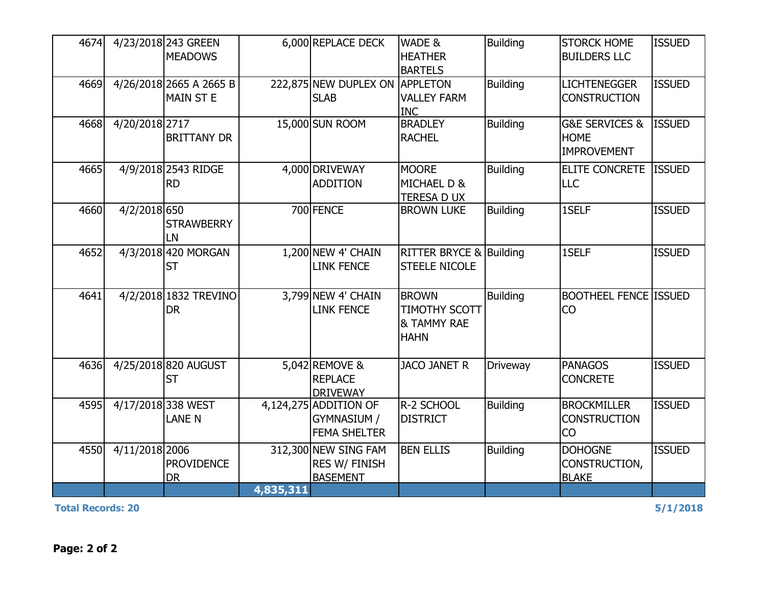| | | | | | | | | |
|---|---|---|---|---|---|---|---|---|
| 4674 | 4/23/2018 | 243 GREEN MEADOWS | 6,000 | REPLACE DECK | WADE & HEATHER BARTELS | Building | STORCK HOME BUILDERS LLC | ISSUED |
| 4669 | 4/26/2018 | 2665 A 2665 B MAIN ST E | 222,875 | NEW DUPLEX ON SLAB | APPLETON VALLEY FARM INC | Building | LICHTENEGGER CONSTRUCTION | ISSUED |
| 4668 | 4/20/2018 | 2717 BRITTANY DR | 15,000 | SUN ROOM | BRADLEY RACHEL | Building | G&E SERVICES & HOME IMPROVEMENT | ISSUED |
| 4665 | 4/9/2018 | 2543 RIDGE RD | 4,000 | DRIVEWAY ADDITION | MOORE MICHAEL D & TERESA D UX | Building | ELITE CONCRETE LLC | ISSUED |
| 4660 | 4/2/2018 | 650 STRAWBERRY LN | 700 | FENCE | BROWN LUKE | Building | 1SELF | ISSUED |
| 4652 | 4/3/2018 | 420 MORGAN ST | 1,200 | NEW 4' CHAIN LINK FENCE | RITTER BRYCE & STEELE NICOLE | Building | 1SELF | ISSUED |
| 4641 | 4/2/2018 | 1832 TREVINO DR | 3,799 | NEW 4' CHAIN LINK FENCE | BROWN TIMOTHY SCOTT & TAMMY RAE HAHN | Building | BOOTHEEL FENCE CO | ISSUED |
| 4636 | 4/25/2018 | 820 AUGUST ST | 5,042 | REMOVE & REPLACE DRIVEWAY | JACO JANET R | Driveway | PANAGOS CONCRETE | ISSUED |
| 4595 | 4/17/2018 | 338 WEST LANE N | 4,124,275 | ADDITION OF GYMNASIUM / FEMA SHELTER | R-2 SCHOOL DISTRICT | Building | BROCKMILLER CONSTRUCTION CO | ISSUED |
| 4550 | 4/11/2018 | 2006 PROVIDENCE DR | 312,300 | NEW SING FAM RES W/ FINISH BASEMENT | BEN ELLIS | Building | DOHOGNE CONSTRUCTION, BLAKE | ISSUED |
| | | | **4,835,311** | | | | | |

**Total Records: 20**

**5/1/2018**